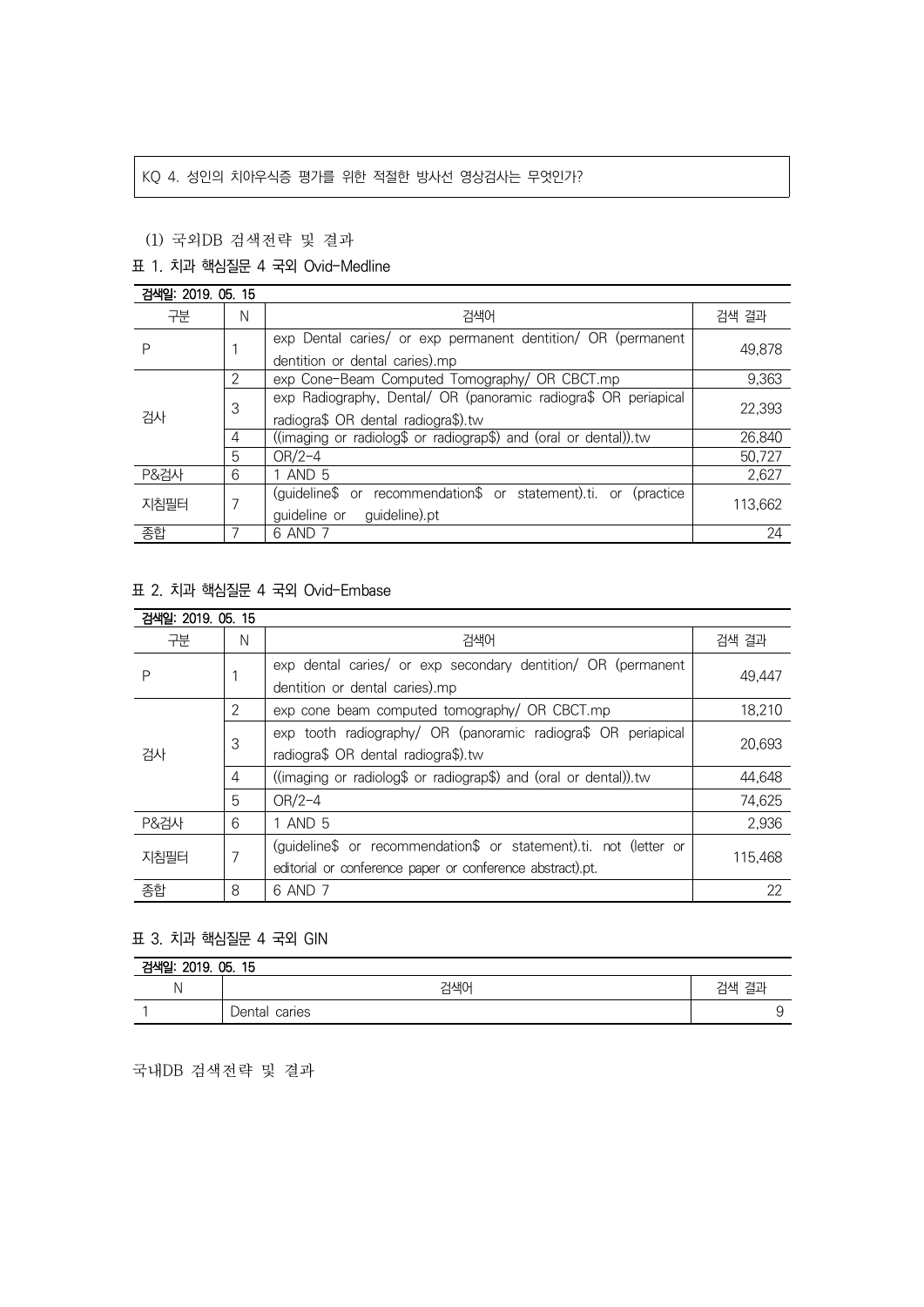KQ 4. 성인의 치아우식증 평가를 위한 적절한 방사선 영상검사는 무엇인가?

(1) 국외DB 검색전략 및 결과

표 1. 치과 핵심질문 4 국외 Ovid-Medline

검색일: 2019. 05. 15

| 구분 | N | 검색어 | 검색 결과 |
|---|---|---|---|
| P | 1 | exp Dental caries/ or exp permanent dentition/ OR (permanent dentition or dental caries).mp | 49,878 |
| 검사 | 2 | exp Cone-Beam Computed Tomography/ OR CBCT.mp | 9,363 |
| | 3 | exp Radiography, Dental/ OR (panoramic radiogra$ OR periapical radiogra$ OR dental radiogra$).tw | 22,393 |
| | 4 | ((imaging or radiolog$ or radiograp$) and (oral or dental)).tw | 26,840 |
| | 5 | OR/2-4 | 50,727 |
| P&검사 | 6 | 1 AND 5 | 2,627 |
| 지침필터 | 7 | (guideline$ or recommendation$ or statement).ti. or (practice guideline or guideline).pt | 113,662 |
| 종합 | 7 | 6 AND 7 | 24 |

표 2. 치과 핵심질문 4 국외 Ovid-Embase

검색일: 2019. 05. 15

| 구분 | N | 검색어 | 검색 결과 |
|---|---|---|---|
| P | 1 | exp dental caries/ or exp secondary dentition/ OR (permanent dentition or dental caries).mp | 49,447 |
| 검사 | 2 | exp cone beam computed tomography/ OR CBCT.mp | 18,210 |
| | 3 | exp tooth radiography/ OR (panoramic radiogra$ OR periapical radiogra$ OR dental radiogra$).tw | 20,693 |
| | 4 | ((imaging or radiolog$ or radiograp$) and (oral or dental)).tw | 44,648 |
| | 5 | OR/2-4 | 74,625 |
| P&검사 | 6 | 1 AND 5 | 2,936 |
| 지침필터 | 7 | (guideline$ or recommendation$ or statement).ti. not (letter or editorial or conference paper or conference abstract).pt. | 115,468 |
| 종합 | 8 | 6 AND 7 | 22 |

표 3. 치과 핵심질문 4 국외 GIN

검색일: 2019. 05. 15

| N | 검색어 | 검색 결과 |
|---|---|---|
| 1 | Dental caries | 9 |

국내DB 검색전략 및 결과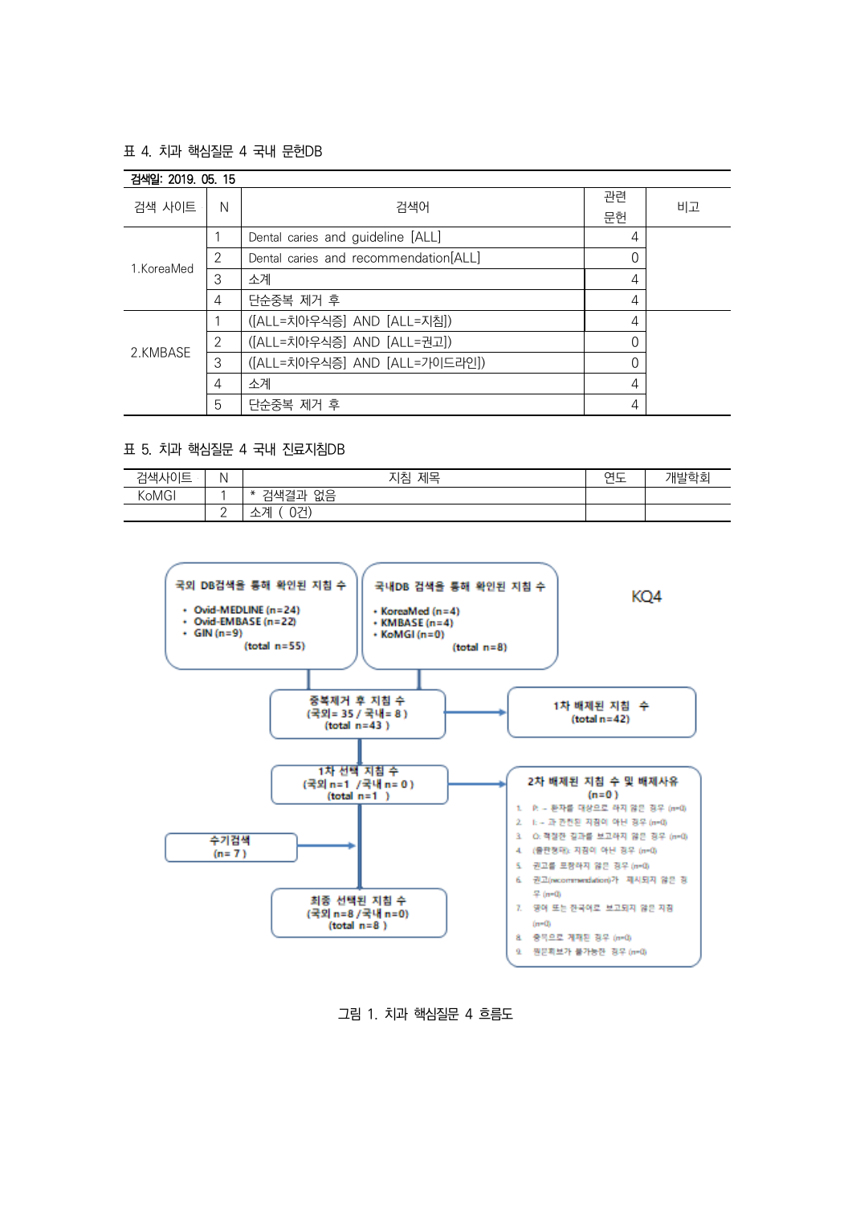표 4. 치과 핵심질문 4 국내 문헌DB

| 검색일: 2019. 05. 15 | | | | |
|---|---|---|---|---|
| 검색 사이트 | N | 검색어 | 관련 문헌 | 비고 |
| 1.KoreaMed | 1 | Dental caries and guideline [ALL] | 4 | |
| | 2 | Dental caries and recommendation[ALL] | 0 | |
| | 3 | 소계 | 4 | |
| | 4 | 단순중복 제거 후 | 4 | |
| 2.KMBASE | 1 | ([ALL=치아우식증] AND [ALL=지침]) | 4 | |
| | 2 | ([ALL=치아우식증] AND [ALL=권고]) | 0 | |
| | 3 | ([ALL=치아우식증] AND [ALL=가이드라인]) | 0 | |
| | 4 | 소계 | 4 | |
| | 5 | 단순중복 제거 후 | 4 | |

표 5. 치과 핵심질문 4 국내 진료지침DB

| 검색사이트 | N | 지침 제목 | 연도 | 개발학회 |
|---|---|---|---|---|
| KoMGI | 1 | * 검색결과 없음 | | |
| | 2 | 소계 ( 0건) | | |

KQ4

국외 DB검색을 통해 확인된 지침 수
- Ovid-MEDLINE (n=24)
- Ovid-EMBASE (n=22)
- GIN (n=9)

(total n=55)

국내DB 검색을 통해 확인된 지침 수
- KoreaMed (n=4)
- KMBASE (n=4)
- KoMGI (n=0)

(total n=8)

중복제거 후 지침 수
(국외= 35 / 국내= 8 )
(total n=43 )

1차 배제된 지침 수
(total n=42)

1차 선택 지침 수
(국외 n=1 /국내 n= 0 )
(total n=1 )

2차 배제된 지침 수 및 배제사유
(n=0 )
1. P - 환자를 대상으로 하지 않은 경우 (n=0)
2. I - 과 관련된 지침이 아닌 경우 (n=0)
3. O: 적절한 결과를 보고하지 않은 경우 (n=0)
4. (출판형태): 지침이 아닌 경우 (n=0)
5. 권고를 포함하지 않은 경우 (n=0)
6. 권고(recommendation)가 제시되지 않은 경우 (n=0)
7. 영어 또는 한국어로 보고되지 않은 지침 (n=0)
8. 중복으로 게재된 경우 (n=0)
9. 원문확보가 불가능한 경우 (n=0)

수기검색
(n= 7 )

최종 선택된 지침 수
(국외 n=8 /국내 n=0)
(total n=8 )

그림 1. 치과 핵심질문 4 흐름도